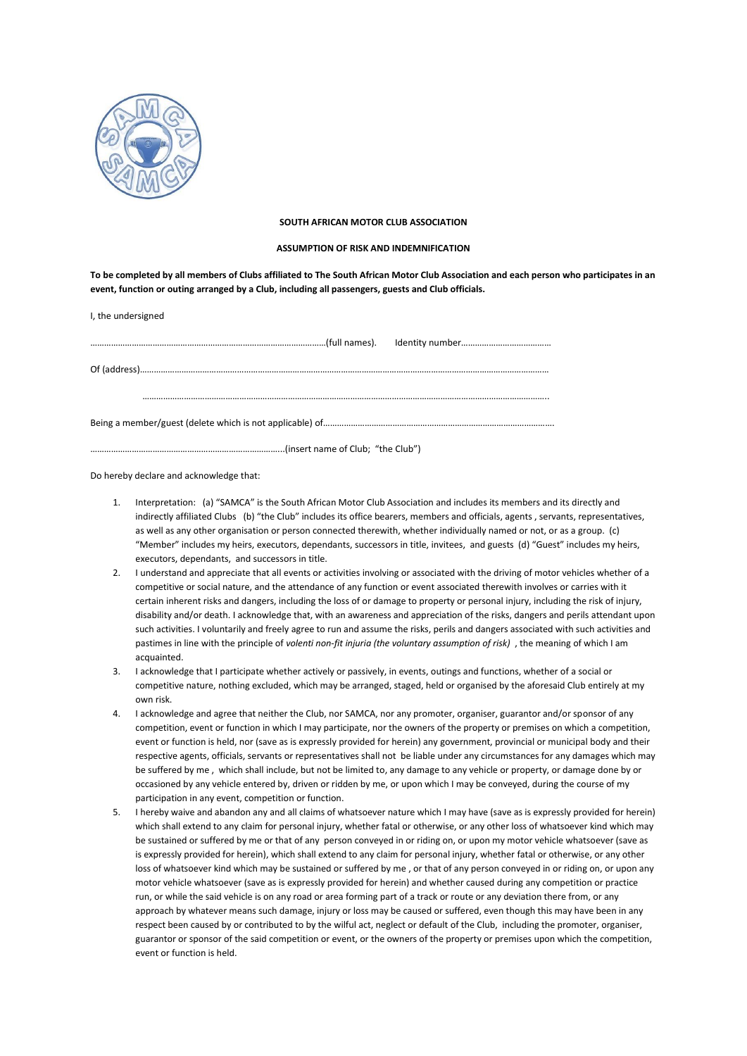**SOUTH AFRICAN MOTOR CLUB ASSOCIATION**

**ASSUMPTION OF RISK AND INDEMNIFICATION**

**To be completed by all members of Clubs affiliated to The South African Motor Club Association and each person who participates in an event, function or outing arranged by a Club, including all passengers, guests and Club officials.**

I, the undersigned

…………………………………………………………………………………………(full names). Identity number…………………………………

Of (address)…………………………………………………………………………………………………………………………………………………………………

…………………………………………………………………………………………………………………………………………………………..

Being a member/guest (delete which is not applicable) of………………………………………………………………………………………

…………………………………………………………………………..(insert name of Club; "the Club")

Do hereby declare and acknowledge that:

1. Interpretation: (a) "SAMCA" is the South African Motor Club Association and includes its members and its directly and indirectly affiliated Clubs (b) "the Club" includes its office bearers, members and officials, agents , servants, representatives, as well as any other organisation or person connected therewith, whether individually named or not, or as a group. (c) "Member" includes my heirs, executors, dependants, successors in title, invitees, and guests (d) "Guest" includes my heirs, executors, dependants, and successors in title.
2. I understand and appreciate that all events or activities involving or associated with the driving of motor vehicles whether of a competitive or social nature, and the attendance of any function or event associated therewith involves or carries with it certain inherent risks and dangers, including the loss of or damage to property or personal injury, including the risk of injury, disability and/or death. I acknowledge that, with an awareness and appreciation of the risks, dangers and perils attendant upon such activities. I voluntarily and freely agree to run and assume the risks, perils and dangers associated with such activities and pastimes in line with the principle of *volenti non-fit injuria (the voluntary assumption of risk)* , the meaning of which I am acquainted.
3. I acknowledge that I participate whether actively or passively, in events, outings and functions, whether of a social or competitive nature, nothing excluded, which may be arranged, staged, held or organised by the aforesaid Club entirely at my own risk.
4. I acknowledge and agree that neither the Club, nor SAMCA, nor any promoter, organiser, guarantor and/or sponsor of any competition, event or function in which I may participate, nor the owners of the property or premises on which a competition, event or function is held, nor (save as is expressly provided for herein) any government, provincial or municipal body and their respective agents, officials, servants or representatives shall not be liable under any circumstances for any damages which may be suffered by me , which shall include, but not be limited to, any damage to any vehicle or property, or damage done by or occasioned by any vehicle entered by, driven or ridden by me, or upon which I may be conveyed, during the course of my participation in any event, competition or function.
5. I hereby waive and abandon any and all claims of whatsoever nature which I may have (save as is expressly provided for herein) which shall extend to any claim for personal injury, whether fatal or otherwise, or any other loss of whatsoever kind which may be sustained or suffered by me or that of any person conveyed in or riding on, or upon my motor vehicle whatsoever (save as is expressly provided for herein), which shall extend to any claim for personal injury, whether fatal or otherwise, or any other loss of whatsoever kind which may be sustained or suffered by me , or that of any person conveyed in or riding on, or upon any motor vehicle whatsoever (save as is expressly provided for herein) and whether caused during any competition or practice run, or while the said vehicle is on any road or area forming part of a track or route or any deviation there from, or any approach by whatever means such damage, injury or loss may be caused or suffered, even though this may have been in any respect been caused by or contributed to by the wilful act, neglect or default of the Club, including the promoter, organiser, guarantor or sponsor of the said competition or event, or the owners of the property or premises upon which the competition, event or function is held.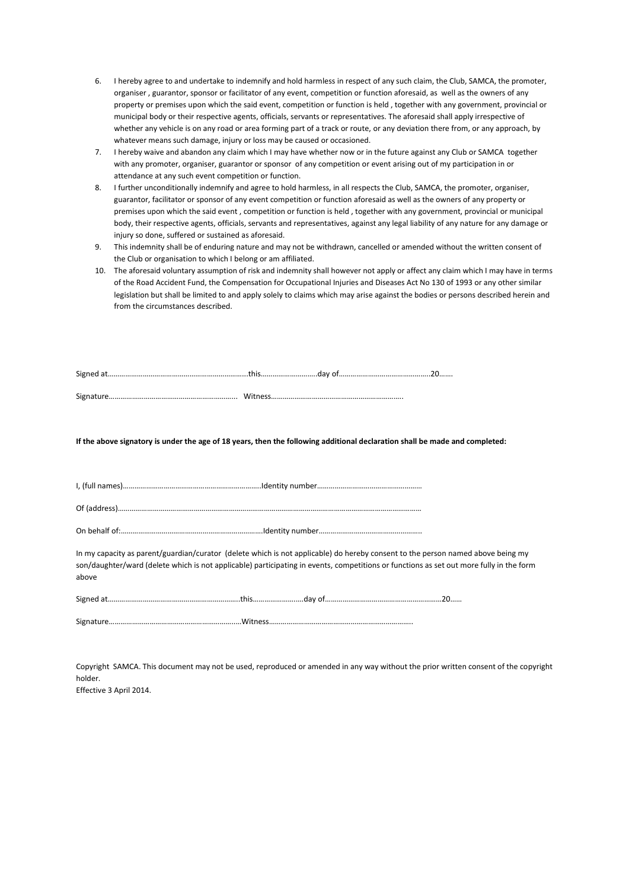6. I hereby agree to and undertake to indemnify and hold harmless in respect of any such claim, the Club, SAMCA, the promoter, organiser , guarantor, sponsor or facilitator of any event, competition or function aforesaid, as well as the owners of any property or premises upon which the said event, competition or function is held , together with any government, provincial or municipal body or their respective agents, officials, servants or representatives. The aforesaid shall apply irrespective of whether any vehicle is on any road or area forming part of a track or route, or any deviation there from, or any approach, by whatever means such damage, injury or loss may be caused or occasioned.
7. I hereby waive and abandon any claim which I may have whether now or in the future against any Club or SAMCA together with any promoter, organiser, guarantor or sponsor of any competition or event arising out of my participation in or attendance at any such event competition or function.
8. I further unconditionally indemnify and agree to hold harmless, in all respects the Club, SAMCA, the promoter, organiser, guarantor, facilitator or sponsor of any event competition or function aforesaid as well as the owners of any property or premises upon which the said event , competition or function is held , together with any government, provincial or municipal body, their respective agents, officials, servants and representatives, against any legal liability of any nature for any damage or injury so done, suffered or sustained as aforesaid.
9. This indemnity shall be of enduring nature and may not be withdrawn, cancelled or amended without the written consent of the Club or organisation to which I belong or am affiliated.
10. The aforesaid voluntary assumption of risk and indemnity shall however not apply or affect any claim which I may have in terms of the Road Accident Fund, the Compensation for Occupational Injuries and Diseases Act No 130 of 1993 or any other similar legislation but shall be limited to and apply solely to claims which may arise against the bodies or persons described herein and from the circumstances described.

Signed at……………………………………………………………..this………………………..day of………………………………………..20…….

Signature………………………………………………………... Witness…………………………………………………………..

**If the above signatory is under the age of 18 years, then the following additional declaration shall be made and completed:**

I, (full names)……………………………………………………………..Identity number………………………………………………

Of (address)……………………………………………………………………………………………………………………………………

On behalf of:………………………………………………………………..Identity number……………………………………………..

In my capacity as parent/guardian/curator (delete which is not applicable) do hereby consent to the person named above being my son/daughter/ward (delete which is not applicable) participating in events, competitions or functions as set out more fully in the form above

Signed at…………………………………………………………..this……………………..day of……………………………………………………20……

Signature……………………………………………………………Witness…………………………………………………………………

Copyright SAMCA. This document may not be used, reproduced or amended in any way without the prior written consent of the copyright holder.
Effective 3 April 2014.